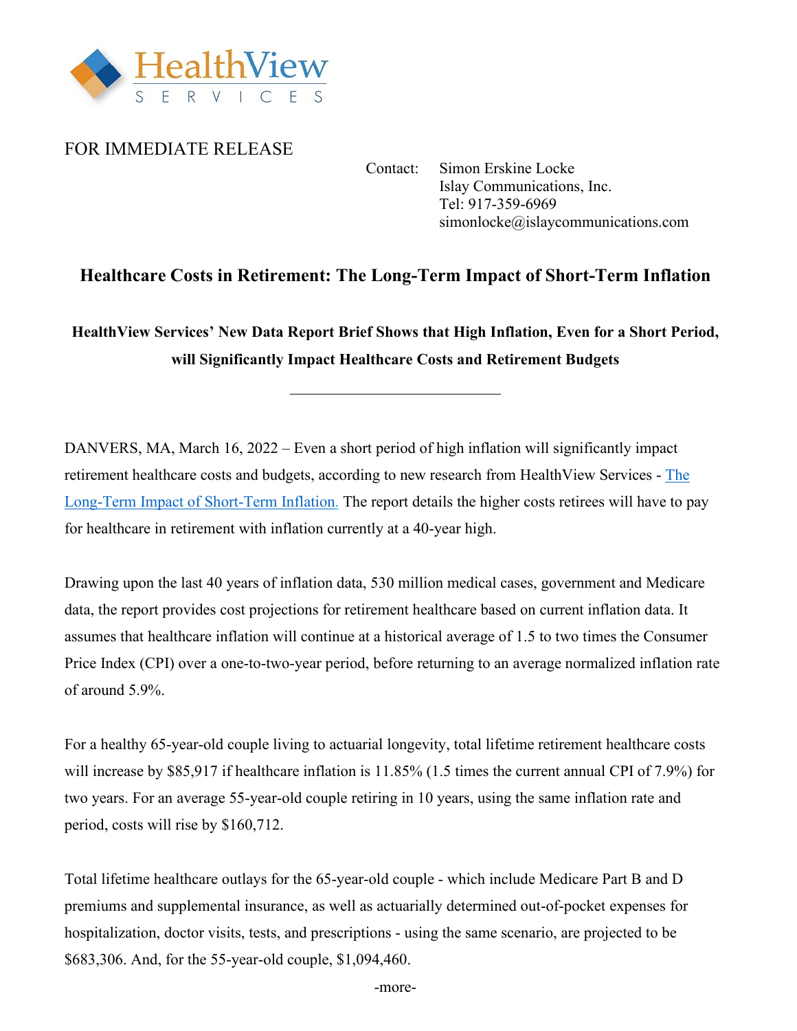HealthView SERVICES

FOR IMMEDIATE RELEASE

Contact: Simon Erskine Locke
Islay Communications, Inc.
Tel: 917-359-6969
simonlocke@islaycommunications.com

# Healthcare Costs in Retirement: The Long-Term Impact of Short-Term Inflation

## HealthView Services' New Data Report Brief Shows that High Inflation, Even for a Short Period, will Significantly Impact Healthcare Costs and Retirement Budgets

---

DANVERS, MA, March 16, 2022 – Even a short period of high inflation will significantly impact retirement healthcare costs and budgets, according to new research from HealthView Services - [The Long-Term Impact of Short-Term Inflation.]() The report details the higher costs retirees will have to pay for healthcare in retirement with inflation currently at a 40-year high.

Drawing upon the last 40 years of inflation data, 530 million medical cases, government and Medicare data, the report provides cost projections for retirement healthcare based on current inflation data. It assumes that healthcare inflation will continue at a historical average of 1.5 to two times the Consumer Price Index (CPI) over a one-to-two-year period, before returning to an average normalized inflation rate of around 5.9%.

For a healthy 65-year-old couple living to actuarial longevity, total lifetime retirement healthcare costs will increase by $85,917 if healthcare inflation is 11.85% (1.5 times the current annual CPI of 7.9%) for two years. For an average 55-year-old couple retiring in 10 years, using the same inflation rate and period, costs will rise by $160,712.

Total lifetime healthcare outlays for the 65-year-old couple - which include Medicare Part B and D premiums and supplemental insurance, as well as actuarially determined out-of-pocket expenses for hospitalization, doctor visits, tests, and prescriptions - using the same scenario, are projected to be $683,306. And, for the 55-year-old couple, $1,094,460.

-more-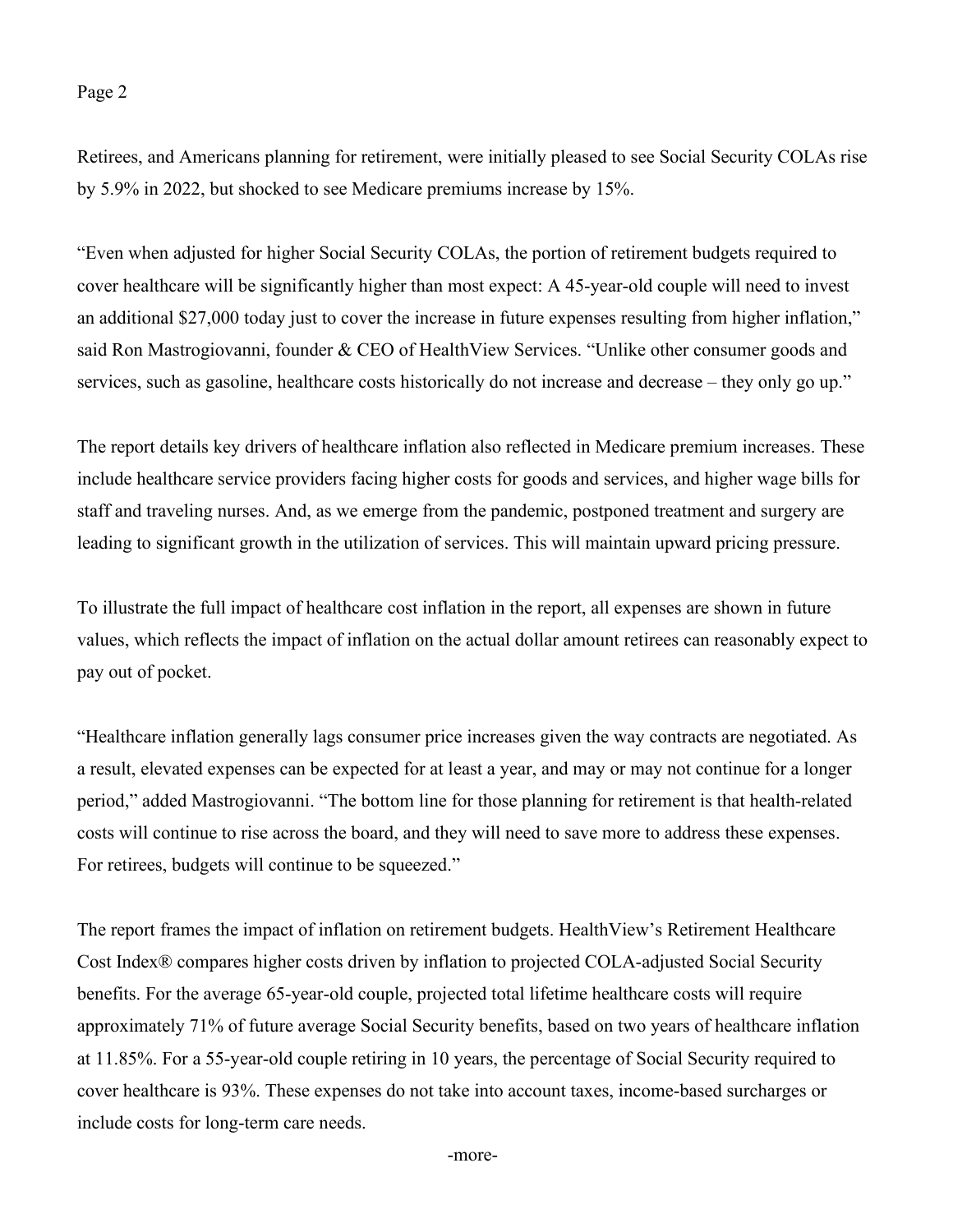Retirees, and Americans planning for retirement, were initially pleased to see Social Security COLAs rise by 5.9% in 2022, but shocked to see Medicare premiums increase by 15%.

"Even when adjusted for higher Social Security COLAs, the portion of retirement budgets required to cover healthcare will be significantly higher than most expect: A 45-year-old couple will need to invest an additional $27,000 today just to cover the increase in future expenses resulting from higher inflation," said Ron Mastrogiovanni, founder & CEO of HealthView Services. "Unlike other consumer goods and services, such as gasoline, healthcare costs historically do not increase and decrease – they only go up."

The report details key drivers of healthcare inflation also reflected in Medicare premium increases. These include healthcare service providers facing higher costs for goods and services, and higher wage bills for staff and traveling nurses. And, as we emerge from the pandemic, postponed treatment and surgery are leading to significant growth in the utilization of services. This will maintain upward pricing pressure.

To illustrate the full impact of healthcare cost inflation in the report, all expenses are shown in future values, which reflects the impact of inflation on the actual dollar amount retirees can reasonably expect to pay out of pocket.

"Healthcare inflation generally lags consumer price increases given the way contracts are negotiated. As a result, elevated expenses can be expected for at least a year, and may or may not continue for a longer period," added Mastrogiovanni. "The bottom line for those planning for retirement is that health-related costs will continue to rise across the board, and they will need to save more to address these expenses. For retirees, budgets will continue to be squeezed."

The report frames the impact of inflation on retirement budgets. HealthView's Retirement Healthcare Cost Index® compares higher costs driven by inflation to projected COLA-adjusted Social Security benefits. For the average 65-year-old couple, projected total lifetime healthcare costs will require approximately 71% of future average Social Security benefits, based on two years of healthcare inflation at 11.85%. For a 55-year-old couple retiring in 10 years, the percentage of Social Security required to cover healthcare is 93%. These expenses do not take into account taxes, income-based surcharges or include costs for long-term care needs.

-more-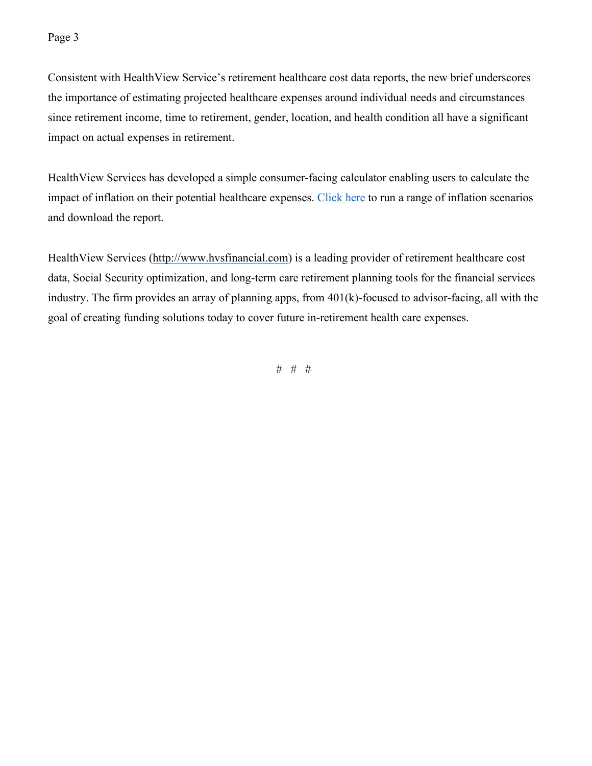Consistent with HealthView Service's retirement healthcare cost data reports, the new brief underscores the importance of estimating projected healthcare expenses around individual needs and circumstances since retirement income, time to retirement, gender, location, and health condition all have a significant impact on actual expenses in retirement.

HealthView Services has developed a simple consumer-facing calculator enabling users to calculate the impact of inflation on their potential healthcare expenses. Click here to run a range of inflation scenarios and download the report.

HealthView Services (http://www.hvsfinancial.com) is a leading provider of retirement healthcare cost data, Social Security optimization, and long-term care retirement planning tools for the financial services industry. The firm provides an array of planning apps, from 401(k)-focused to advisor-facing, all with the goal of creating funding solutions today to cover future in-retirement health care expenses.

# # #